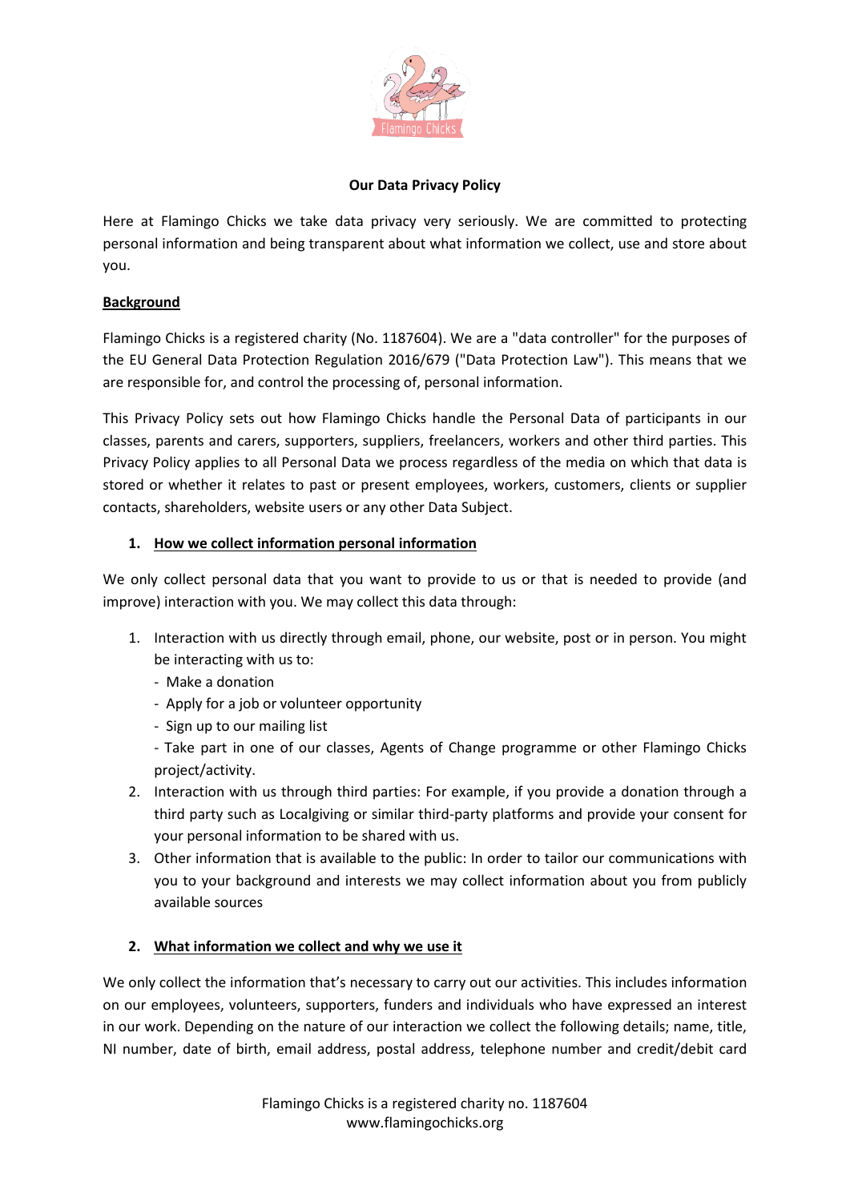# Our Data Privacy Policy

Here at Flamingo Chicks we take data privacy very seriously. We are committed to protecting personal information and being transparent about what information we collect, use and store about you.

## Background

Flamingo Chicks is a registered charity (No. 1187604). We are a "data controller" for the purposes of the EU General Data Protection Regulation 2016/679 ("Data Protection Law"). This means that we are responsible for, and control the processing of, personal information.

This Privacy Policy sets out how Flamingo Chicks handle the Personal Data of participants in our classes, parents and carers, supporters, suppliers, freelancers, workers and other third parties. This Privacy Policy applies to all Personal Data we process regardless of the media on which that data is stored or whether it relates to past or present employees, workers, customers, clients or supplier contacts, shareholders, website users or any other Data Subject.

## 1. How we collect information personal information

We only collect personal data that you want to provide to us or that is needed to provide (and improve) interaction with you. We may collect this data through:

1. Interaction with us directly through email, phone, our website, post or in person. You might be interacting with us to:
   - Make a donation
   - Apply for a job or volunteer opportunity
   - Sign up to our mailing list
   - Take part in one of our classes, Agents of Change programme or other Flamingo Chicks project/activity.
2. Interaction with us through third parties: For example, if you provide a donation through a third party such as Localgiving or similar third-party platforms and provide your consent for your personal information to be shared with us.
3. Other information that is available to the public: In order to tailor our communications with you to your background and interests we may collect information about you from publicly available sources

## 2. What information we collect and why we use it

We only collect the information that's necessary to carry out our activities. This includes information on our employees, volunteers, supporters, funders and individuals who have expressed an interest in our work. Depending on the nature of our interaction we collect the following details; name, title, NI number, date of birth, email address, postal address, telephone number and credit/debit card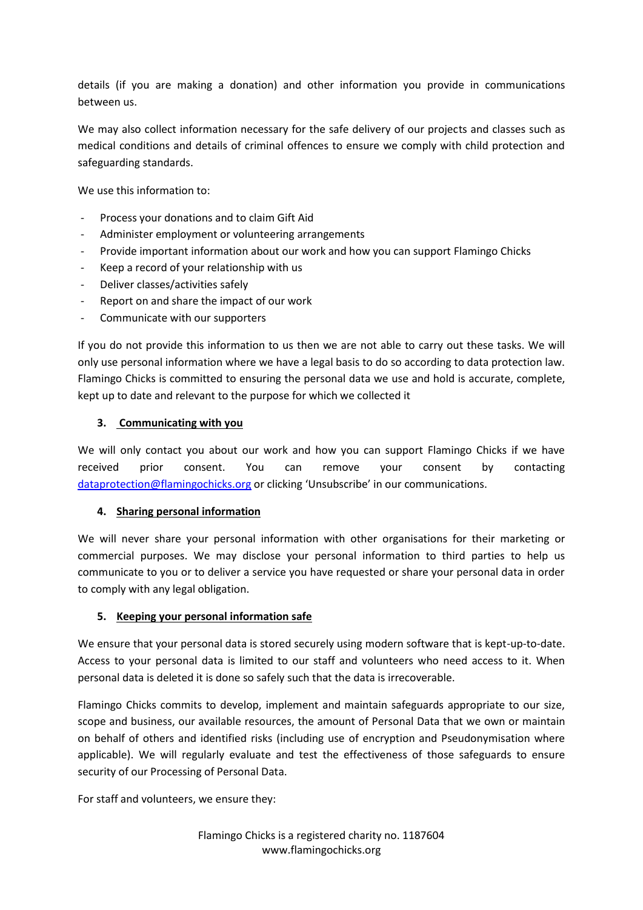details (if you are making a donation) and other information you provide in communications between us.

We may also collect information necessary for the safe delivery of our projects and classes such as medical conditions and details of criminal offences to ensure we comply with child protection and safeguarding standards.

We use this information to:

- Process your donations and to claim Gift Aid
- Administer employment or volunteering arrangements
- Provide important information about our work and how you can support Flamingo Chicks
- Keep a record of your relationship with us
- Deliver classes/activities safely
- Report on and share the impact of our work
- Communicate with our supporters

If you do not provide this information to us then we are not able to carry out these tasks. We will only use personal information where we have a legal basis to do so according to data protection law. Flamingo Chicks is committed to ensuring the personal data we use and hold is accurate, complete, kept up to date and relevant to the purpose for which we collected it

## 3. Communicating with you

We will only contact you about our work and how you can support Flamingo Chicks if we have received prior consent. You can remove your consent by contacting [dataprotection@flamingochicks.org](mailto:dataprotection@flamingochicks.org) or clicking 'Unsubscribe' in our communications.

## 4. Sharing personal information

We will never share your personal information with other organisations for their marketing or commercial purposes. We may disclose your personal information to third parties to help us communicate to you or to deliver a service you have requested or share your personal data in order to comply with any legal obligation.

## 5. Keeping your personal information safe

We ensure that your personal data is stored securely using modern software that is kept-up-to-date. Access to your personal data is limited to our staff and volunteers who need access to it. When personal data is deleted it is done so safely such that the data is irrecoverable.

Flamingo Chicks commits to develop, implement and maintain safeguards appropriate to our size, scope and business, our available resources, the amount of Personal Data that we own or maintain on behalf of others and identified risks (including use of encryption and Pseudonymisation where applicable). We will regularly evaluate and test the effectiveness of those safeguards to ensure security of our Processing of Personal Data.

For staff and volunteers, we ensure they: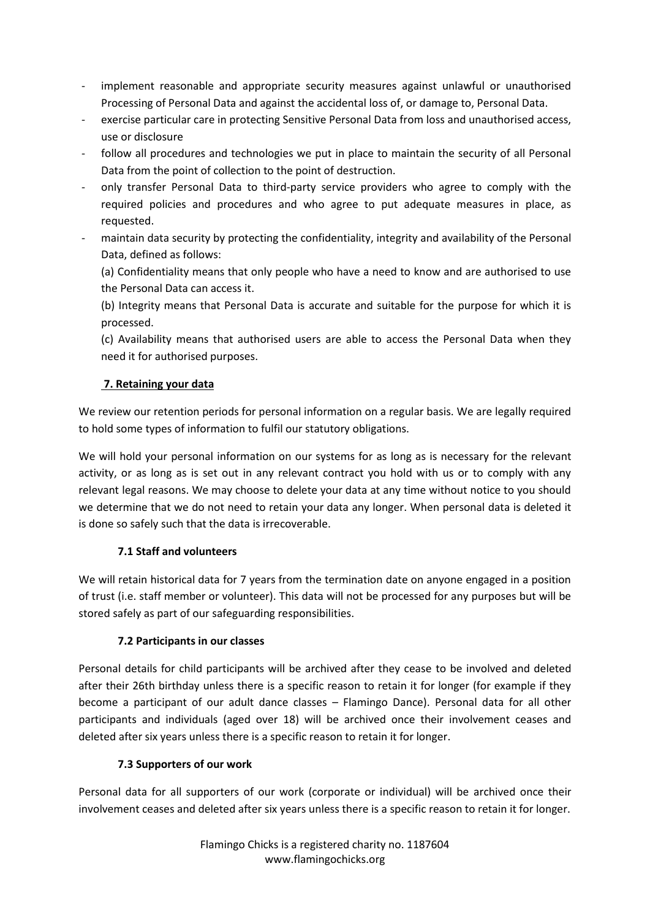- implement reasonable and appropriate security measures against unlawful or unauthorised Processing of Personal Data and against the accidental loss of, or damage to, Personal Data.
- exercise particular care in protecting Sensitive Personal Data from loss and unauthorised access, use or disclosure
- follow all procedures and technologies we put in place to maintain the security of all Personal Data from the point of collection to the point of destruction.
- only transfer Personal Data to third-party service providers who agree to comply with the required policies and procedures and who agree to put adequate measures in place, as requested.
- maintain data security by protecting the confidentiality, integrity and availability of the Personal Data, defined as follows:

  (a) Confidentiality means that only people who have a need to know and are authorised to use the Personal Data can access it.

  (b) Integrity means that Personal Data is accurate and suitable for the purpose for which it is processed.

  (c) Availability means that authorised users are able to access the Personal Data when they need it for authorised purposes.

## 7. Retaining your data

We review our retention periods for personal information on a regular basis. We are legally required to hold some types of information to fulfil our statutory obligations.

We will hold your personal information on our systems for as long as is necessary for the relevant activity, or as long as is set out in any relevant contract you hold with us or to comply with any relevant legal reasons. We may choose to delete your data at any time without notice to you should we determine that we do not need to retain your data any longer. When personal data is deleted it is done so safely such that the data is irrecoverable.

### 7.1 Staff and volunteers

We will retain historical data for 7 years from the termination date on anyone engaged in a position of trust (i.e. staff member or volunteer). This data will not be processed for any purposes but will be stored safely as part of our safeguarding responsibilities.

### 7.2 Participants in our classes

Personal details for child participants will be archived after they cease to be involved and deleted after their 26th birthday unless there is a specific reason to retain it for longer (for example if they become a participant of our adult dance classes – Flamingo Dance). Personal data for all other participants and individuals (aged over 18) will be archived once their involvement ceases and deleted after six years unless there is a specific reason to retain it for longer.

### 7.3 Supporters of our work

Personal data for all supporters of our work (corporate or individual) will be archived once their involvement ceases and deleted after six years unless there is a specific reason to retain it for longer.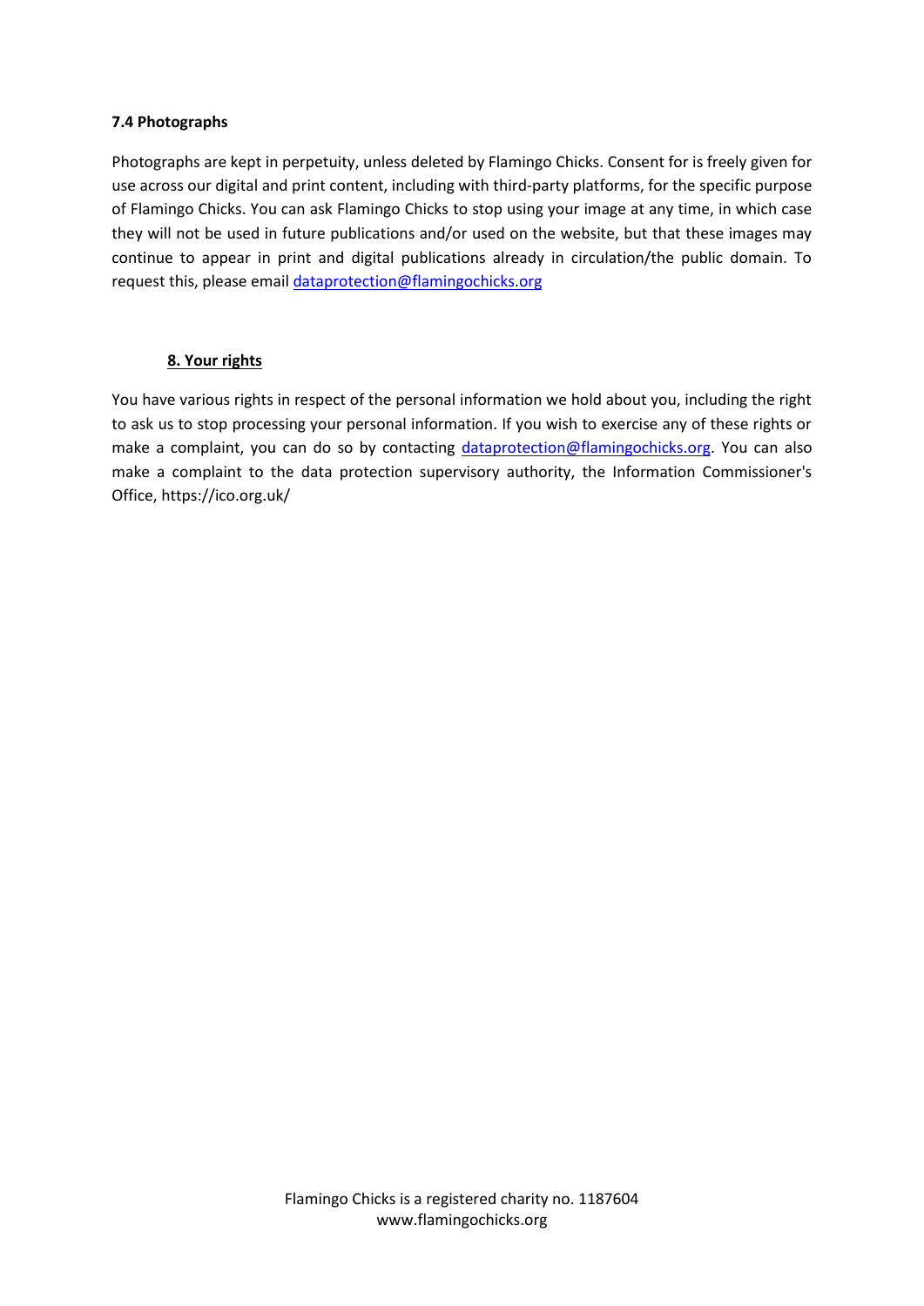**7.4 Photographs**

Photographs are kept in perpetuity, unless deleted by Flamingo Chicks. Consent for is freely given for use across our digital and print content, including with third-party platforms, for the specific purpose of Flamingo Chicks. You can ask Flamingo Chicks to stop using your image at any time, in which case they will not be used in future publications and/or used on the website, but that these images may continue to appear in print and digital publications already in circulation/the public domain. To request this, please email dataprotection@flamingochicks.org

## 8. Your rights

You have various rights in respect of the personal information we hold about you, including the right to ask us to stop processing your personal information. If you wish to exercise any of these rights or make a complaint, you can do so by contacting dataprotection@flamingochicks.org. You can also make a complaint to the data protection supervisory authority, the Information Commissioner's Office, https://ico.org.uk/